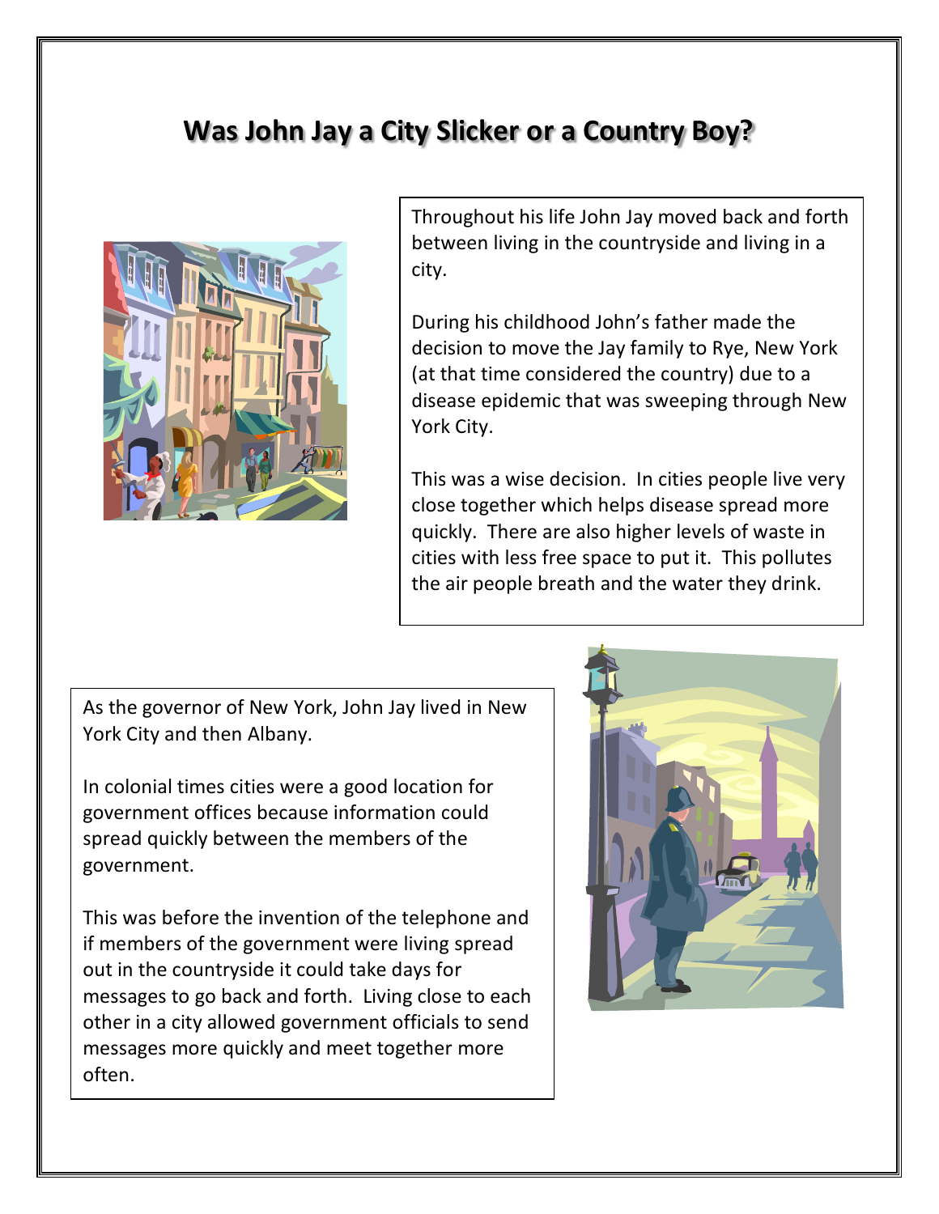# Was John Jay a City Slicker or a Country Boy?

Throughout his life John Jay moved back and forth between living in the countryside and living in a city.

During his childhood John's father made the decision to move the Jay family to Rye, New York (at that time considered the country) due to a disease epidemic that was sweeping through New York City.

This was a wise decision. In cities people live very close together which helps disease spread more quickly. There are also higher levels of waste in cities with less free space to put it. This pollutes the air people breath and the water they drink.

As the governor of New York, John Jay lived in New York City and then Albany.

In colonial times cities were a good location for government offices because information could spread quickly between the members of the government.

This was before the invention of the telephone and if members of the government were living spread out in the countryside it could take days for messages to go back and forth. Living close to each other in a city allowed government officials to send messages more quickly and meet together more often.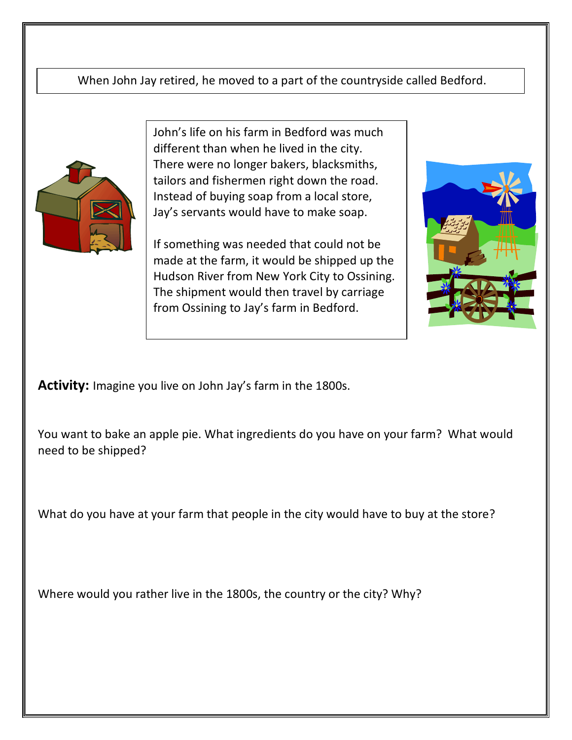When John Jay retired, he moved to a part of the countryside called Bedford.

John's life on his farm in Bedford was much different than when he lived in the city. There were no longer bakers, blacksmiths, tailors and fishermen right down the road. Instead of buying soap from a local store, Jay's servants would have to make soap.

If something was needed that could not be made at the farm, it would be shipped up the Hudson River from New York City to Ossining. The shipment would then travel by carriage from Ossining to Jay's farm in Bedford.

**Activity:** Imagine you live on John Jay's farm in the 1800s.

You want to bake an apple pie. What ingredients do you have on your farm? What would need to be shipped?

What do you have at your farm that people in the city would have to buy at the store?

Where would you rather live in the 1800s, the country or the city? Why?